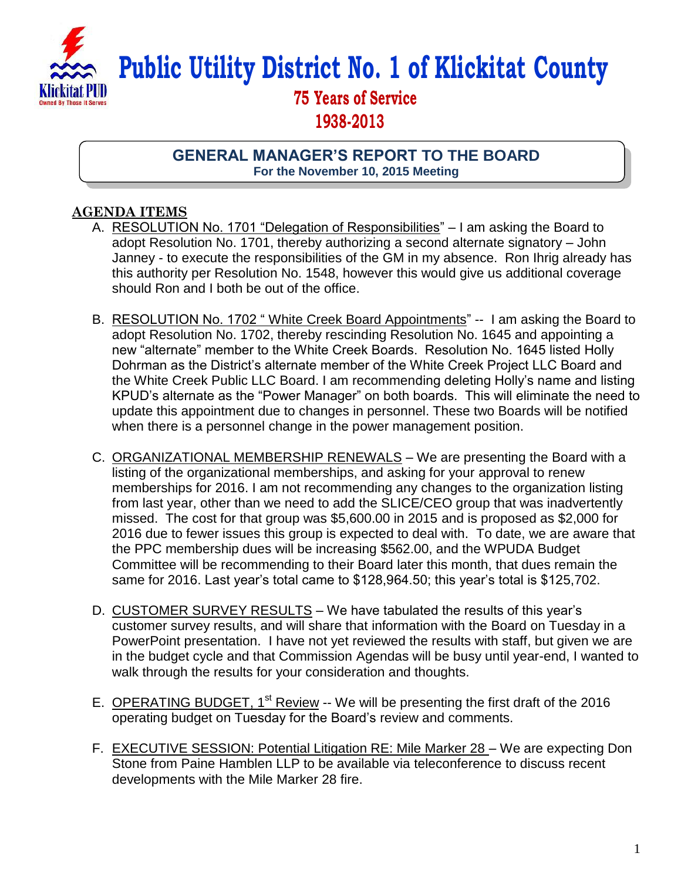# Public Utility District No. 1 of Klickitat County

**75 Years of Service**
**1938-2013**

## GENERAL MANAGER'S REPORT TO THE BOARD

**For the November 10, 2015 Meeting**

### AGENDA ITEMS

A. RESOLUTION No. 1701 "Delegation of Responsibilities" – I am asking the Board to adopt Resolution No. 1701, thereby authorizing a second alternate signatory – John Janney - to execute the responsibilities of the GM in my absence. Ron Ihrig already has this authority per Resolution No. 1548, however this would give us additional coverage should Ron and I both be out of the office.

B. RESOLUTION No. 1702 " White Creek Board Appointments" -- I am asking the Board to adopt Resolution No. 1702, thereby rescinding Resolution No. 1645 and appointing a new "alternate" member to the White Creek Boards. Resolution No. 1645 listed Holly Dohrman as the District's alternate member of the White Creek Project LLC Board and the White Creek Public LLC Board. I am recommending deleting Holly's name and listing KPUD's alternate as the "Power Manager" on both boards. This will eliminate the need to update this appointment due to changes in personnel. These two Boards will be notified when there is a personnel change in the power management position.

C. ORGANIZATIONAL MEMBERSHIP RENEWALS – We are presenting the Board with a listing of the organizational memberships, and asking for your approval to renew memberships for 2016. I am not recommending any changes to the organization listing from last year, other than we need to add the SLICE/CEO group that was inadvertently missed. The cost for that group was $5,600.00 in 2015 and is proposed as $2,000 for 2016 due to fewer issues this group is expected to deal with. To date, we are aware that the PPC membership dues will be increasing $562.00, and the WPUDA Budget Committee will be recommending to their Board later this month, that dues remain the same for 2016. Last year's total came to $128,964.50; this year's total is $125,702.

D. CUSTOMER SURVEY RESULTS – We have tabulated the results of this year's customer survey results, and will share that information with the Board on Tuesday in a PowerPoint presentation. I have not yet reviewed the results with staff, but given we are in the budget cycle and that Commission Agendas will be busy until year-end, I wanted to walk through the results for your consideration and thoughts.

E. OPERATING BUDGET, 1st Review -- We will be presenting the first draft of the 2016 operating budget on Tuesday for the Board's review and comments.

F. EXECUTIVE SESSION: Potential Litigation RE: Mile Marker 28 – We are expecting Don Stone from Paine Hamblen LLP to be available via teleconference to discuss recent developments with the Mile Marker 28 fire.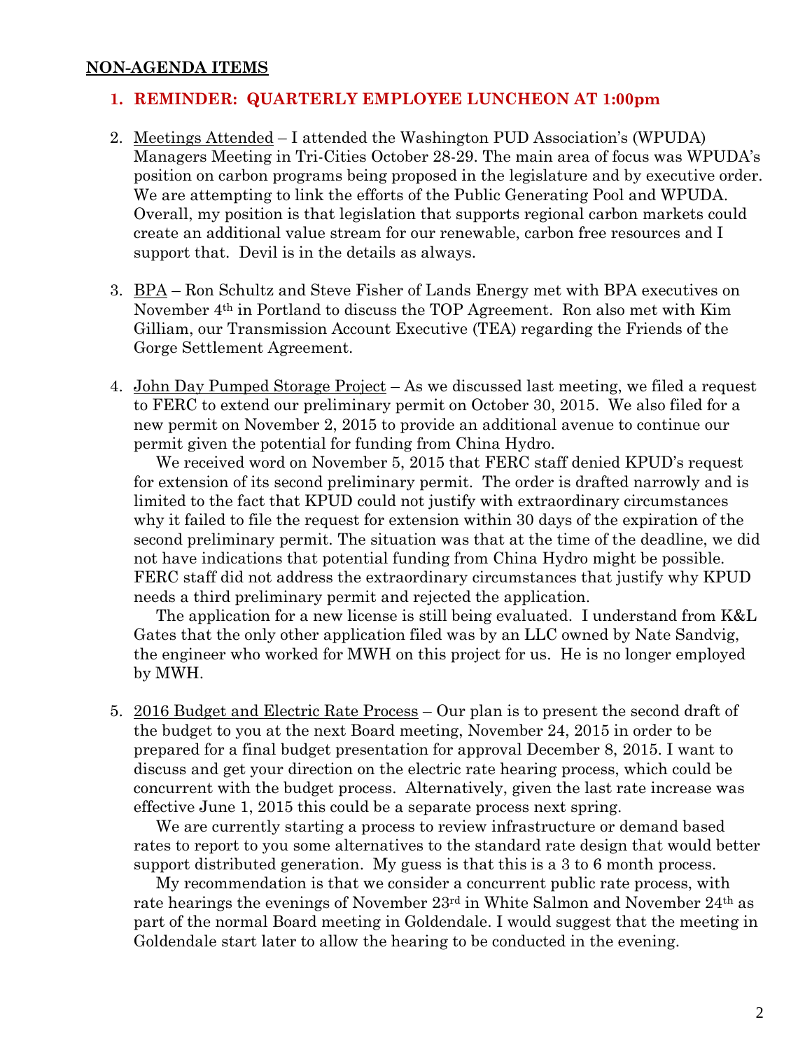## NON-AGENDA ITEMS

1. **REMINDER: QUARTERLY EMPLOYEE LUNCHEON AT 1:00pm**

2. Meetings Attended – I attended the Washington PUD Association's (WPUDA) Managers Meeting in Tri-Cities October 28-29. The main area of focus was WPUDA's position on carbon programs being proposed in the legislature and by executive order. We are attempting to link the efforts of the Public Generating Pool and WPUDA. Overall, my position is that legislation that supports regional carbon markets could create an additional value stream for our renewable, carbon free resources and I support that. Devil is in the details as always.

3. BPA – Ron Schultz and Steve Fisher of Lands Energy met with BPA executives on November 4th in Portland to discuss the TOP Agreement. Ron also met with Kim Gilliam, our Transmission Account Executive (TEA) regarding the Friends of the Gorge Settlement Agreement.

4. John Day Pumped Storage Project – As we discussed last meeting, we filed a request to FERC to extend our preliminary permit on October 30, 2015. We also filed for a new permit on November 2, 2015 to provide an additional avenue to continue our permit given the potential for funding from China Hydro.

   We received word on November 5, 2015 that FERC staff denied KPUD's request for extension of its second preliminary permit. The order is drafted narrowly and is limited to the fact that KPUD could not justify with extraordinary circumstances why it failed to file the request for extension within 30 days of the expiration of the second preliminary permit. The situation was that at the time of the deadline, we did not have indications that potential funding from China Hydro might be possible. FERC staff did not address the extraordinary circumstances that justify why KPUD needs a third preliminary permit and rejected the application.

   The application for a new license is still being evaluated. I understand from K&L Gates that the only other application filed was by an LLC owned by Nate Sandvig, the engineer who worked for MWH on this project for us. He is no longer employed by MWH.

5. 2016 Budget and Electric Rate Process – Our plan is to present the second draft of the budget to you at the next Board meeting, November 24, 2015 in order to be prepared for a final budget presentation for approval December 8, 2015. I want to discuss and get your direction on the electric rate hearing process, which could be concurrent with the budget process. Alternatively, given the last rate increase was effective June 1, 2015 this could be a separate process next spring.

   We are currently starting a process to review infrastructure or demand based rates to report to you some alternatives to the standard rate design that would better support distributed generation. My guess is that this is a 3 to 6 month process.

   My recommendation is that we consider a concurrent public rate process, with rate hearings the evenings of November 23rd in White Salmon and November 24th as part of the normal Board meeting in Goldendale. I would suggest that the meeting in Goldendale start later to allow the hearing to be conducted in the evening.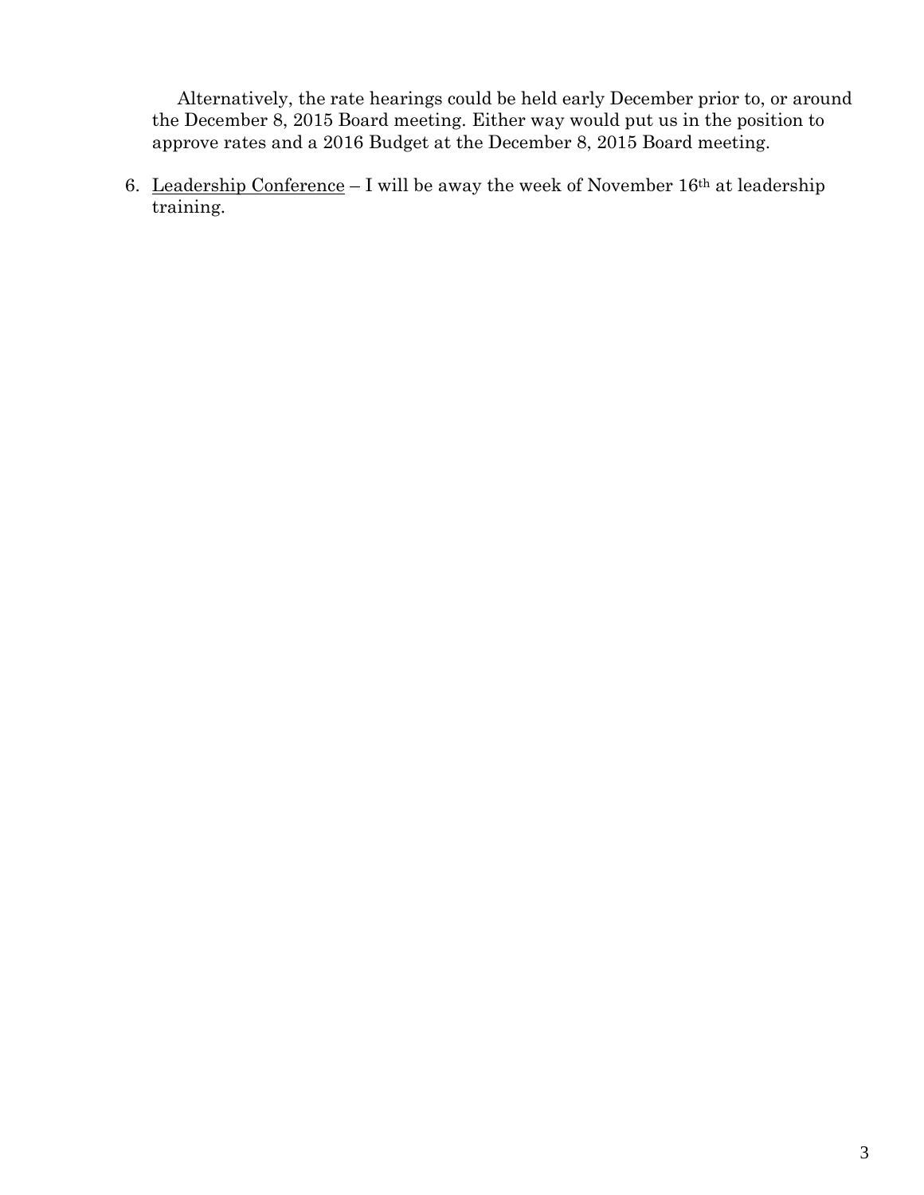Alternatively, the rate hearings could be held early December prior to, or around the December 8, 2015 Board meeting. Either way would put us in the position to approve rates and a 2016 Budget at the December 8, 2015 Board meeting.

6. <u>Leadership Conference</u> – I will be away the week of November 16th at leadership training.